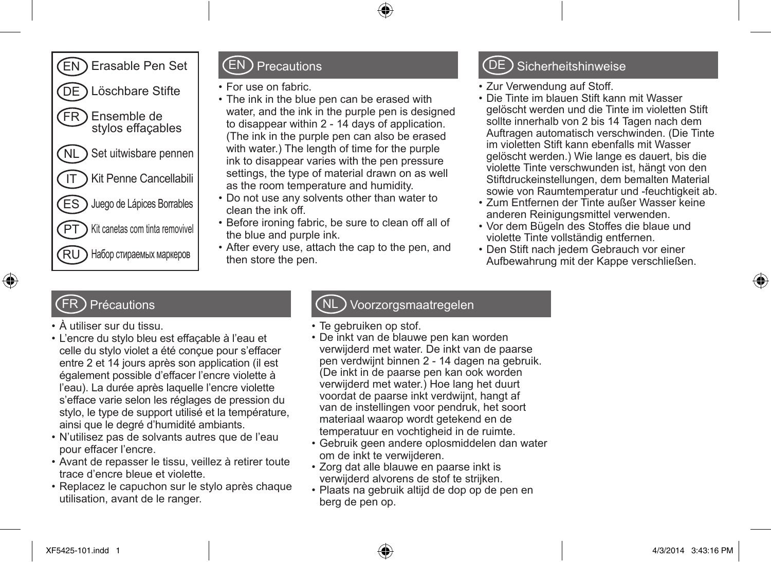EN Erasable Pen Set

DE Löschbare Stifte

FR Ensemble de stylos effaçables

NL Set uitwisbare pennen

IT Kit Penne Cancellabili

ES Juego de Lápices Borrables

PT Kit canetas com tinta removivel

RU Набор стираемых маркеров

## EN Precautions

- For use on fabric.
- The ink in the blue pen can be erased with water, and the ink in the purple pen is designed to disappear within 2 - 14 days of application. (The ink in the purple pen can also be erased with water.) The length of time for the purple ink to disappear varies with the pen pressure settings, the type of material drawn on as well as the room temperature and humidity.
- Do not use any solvents other than water to clean the ink off.
- Before ironing fabric, be sure to clean off all of the blue and purple ink.
- After every use, attach the cap to the pen, and then store the pen.

## DE Sicherheitshinweise

- Zur Verwendung auf Stoff.
- Die Tinte im blauen Stift kann mit Wasser gelöscht werden und die Tinte im violetten Stift sollte innerhalb von 2 bis 14 Tagen nach dem Auftragen automatisch verschwinden. (Die Tinte im violetten Stift kann ebenfalls mit Wasser gelöscht werden.) Wie lange es dauert, bis die violette Tinte verschwunden ist, hängt von den Stiftdruckeinstellungen, dem bemalten Material sowie von Raumtemperatur und -feuchtigkeit ab.
- Zum Entfernen der Tinte außer Wasser keine anderen Reinigungsmittel verwenden.
- Vor dem Bügeln des Stoffes die blaue und violette Tinte vollständig entfernen.
- Den Stift nach jedem Gebrauch vor einer Aufbewahrung mit der Kappe verschließen.

## FR Précautions

- À utiliser sur du tissu.
- L'encre du stylo bleu est effaçable à l'eau et celle du stylo violet a été conçue pour s'effacer entre 2 et 14 jours après son application (il est également possible d'effacer l'encre violette à l'eau). La durée après laquelle l'encre violette s'efface varie selon les réglages de pression du stylo, le type de support utilisé et la température, ainsi que le degré d'humidité ambiants.
- N'utilisez pas de solvants autres que de l'eau pour effacer l'encre.
- Avant de repasser le tissu, veillez à retirer toute trace d'encre bleue et violette.
- Replacez le capuchon sur le stylo après chaque utilisation, avant de le ranger.

## NL Voorzorgsmaatregelen

- Te gebruiken op stof.
- De inkt van de blauwe pen kan worden verwijderd met water. De inkt van de paarse pen verdwijnt binnen 2 - 14 dagen na gebruik. (De inkt in de paarse pen kan ook worden verwijderd met water.) Hoe lang het duurt voordat de paarse inkt verdwijnt, hangt af van de instellingen voor pendruk, het soort materiaal waarop wordt getekend en de temperatuur en vochtigheid in de ruimte.
- Gebruik geen andere oplosmiddelen dan water om de inkt te verwijderen.
- Zorg dat alle blauwe en paarse inkt is verwijderd alvorens de stof te strijken.
- Plaats na gebruik altijd de dop op de pen en berg de pen op.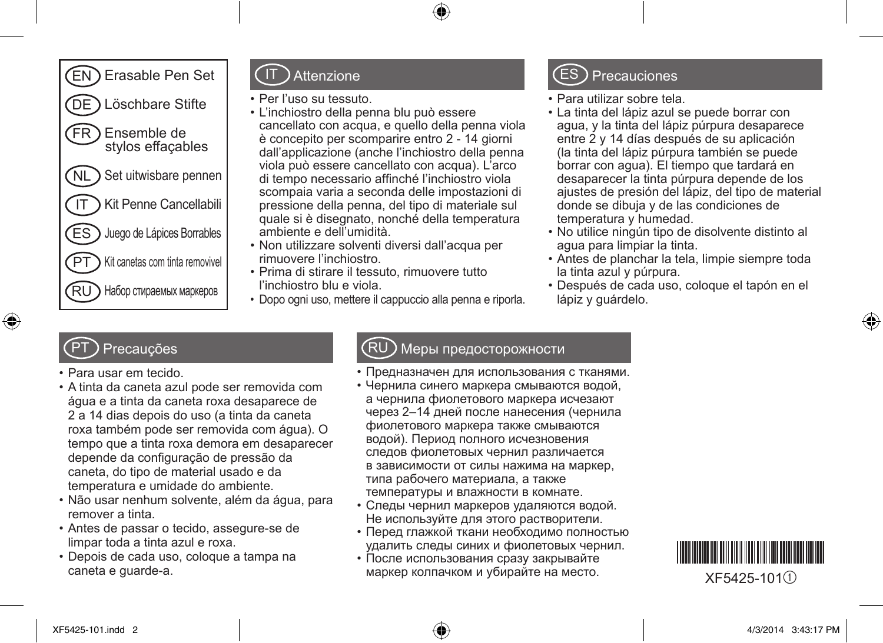- EN Erasable Pen Set
- DE Löschbare Stifte
- FR Ensemble de stylos effaçables
- NL Set uitwisbare pennen
- IT Kit Penne Cancellabili
- ES Juego de Lápices Borrables
- PT Kit canetas com tinta removivel
- RU Набор стираемых маркеров

## IT Attenzione

- Per l'uso su tessuto.
- L'inchiostro della penna blu può essere cancellato con acqua, e quello della penna viola è concepito per scomparire entro 2 - 14 giorni dall'applicazione (anche l'inchiostro della penna viola può essere cancellato con acqua). L'arco di tempo necessario affinché l'inchiostro viola scompaia varia a seconda delle impostazioni di pressione della penna, del tipo di materiale sul quale si è disegnato, nonché della temperatura ambiente e dell'umidità.
- Non utilizzare solventi diversi dall'acqua per rimuovere l'inchiostro.
- Prima di stirare il tessuto, rimuovere tutto l'inchiostro blu e viola.
- Dopo ogni uso, mettere il cappuccio alla penna e riporla.

## ES Precauciones

- Para utilizar sobre tela.
- La tinta del lápiz azul se puede borrar con agua, y la tinta del lápiz púrpura desaparece entre 2 y 14 días después de su aplicación (la tinta del lápiz púrpura también se puede borrar con agua). El tiempo que tardará en desaparecer la tinta púrpura depende de los ajustes de presión del lápiz, del tipo de material donde se dibuja y de las condiciones de temperatura y humedad.
- No utilice ningún tipo de disolvente distinto al agua para limpiar la tinta.
- Antes de planchar la tela, limpie siempre toda la tinta azul y púrpura.
- Después de cada uso, coloque el tapón en el lápiz y guárdelo.

## PT Precauções

- Para usar em tecido.
- A tinta da caneta azul pode ser removida com água e a tinta da caneta roxa desaparece de 2 a 14 dias depois do uso (a tinta da caneta roxa também pode ser removida com água). O tempo que a tinta roxa demora em desaparecer depende da configuração de pressão da caneta, do tipo de material usado e da temperatura e umidade do ambiente.
- Não usar nenhum solvente, além da água, para remover a tinta.
- Antes de passar o tecido, assegure-se de limpar toda a tinta azul e roxa.
- Depois de cada uso, coloque a tampa na caneta e guarde-a.

## RU Меры предосторожности

- Предназначен для использования с тканями.
- Чернила синего маркера смываются водой, а чернила фиолетового маркера исчезают через 2–14 дней после нанесения (чернила фиолетового маркера также смываются водой). Период полного исчезновения следов фиолетовых чернил различается в зависимости от силы нажима на маркер, типа рабочего материала, а также температуры и влажности в комнате.
- Следы чернил маркеров удаляются водой. Не используйте для этого растворители.
- Перед глажкой ткани необходимо полностью удалить следы синих и фиолетовых чернил.
- После использования сразу закрывайте маркер колпачком и убирайте на место.

XF5425-101①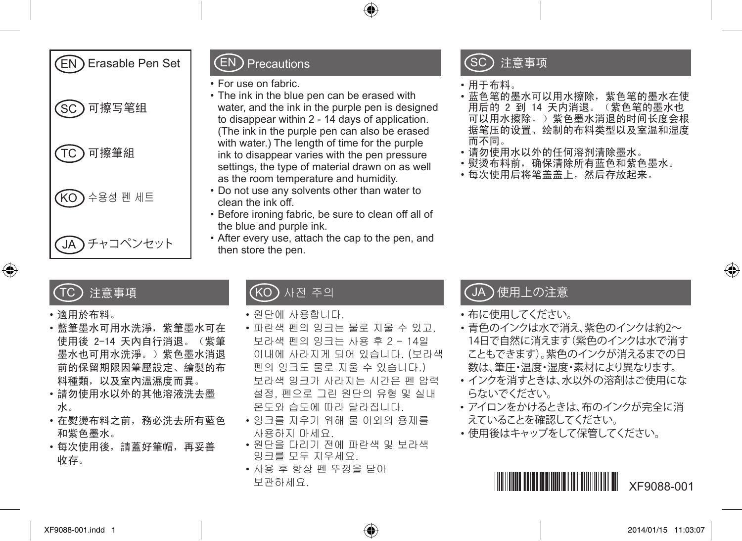EN Erasable Pen Set

SC 可擦写笔组

TC 可擦筆組

KO 수용성 펜 세트

JA チャコペンセット

## EN Precautions

- For use on fabric.
- The ink in the blue pen can be erased with water, and the ink in the purple pen is designed to disappear within 2 - 14 days of application. (The ink in the purple pen can also be erased with water.) The length of time for the purple ink to disappear varies with the pen pressure settings, the type of material drawn on as well as the room temperature and humidity.
- Do not use any solvents other than water to clean the ink off.
- Before ironing fabric, be sure to clean off all of the blue and purple ink.
- After every use, attach the cap to the pen, and then store the pen.

## SC 注意事项

- 用于布料。
- 蓝色笔的墨水可以用水擦除，紫色笔的墨水在使用后的 2 到 14 天内消退。（紫色笔的墨水也可以用水擦除。）紫色墨水消退的时间长度会根据笔压的设置、绘制的布料类型以及室温和湿度而不同。
- 请勿使用水以外的任何溶剂清除墨水。
- 熨烫布料前，确保清除所有蓝色和紫色墨水。
- 每次使用后将笔盖盖上，然后存放起来。

## TC 注意事項

- 適用於布料。
- 藍筆墨水可用水洗淨，紫筆墨水可在使用後 2-14 天內自行消退。（紫筆墨水也可用水洗淨。）紫色墨水消退前的保留期限因筆壓設定、繪製的布料種類，以及室內溫濕度而異。
- 請勿使用水以外的其他溶液洗去墨水。
- 在熨燙布料之前，務必洗去所有藍色和紫色墨水。
- 每次使用後，請蓋好筆帽，再妥善收存。

## KO 사전 주의

- 원단에 사용합니다.
- 파란색 펜의 잉크는 물로 지울 수 있고, 보라색 펜의 잉크는 사용 후 2 - 14일 이내에 사라지게 되어 있습니다. (보라색 펜의 잉크도 물로 지울 수 있습니다.) 보라색 잉크가 사라지는 시간은 펜 압력 설정, 펜으로 그린 원단의 유형 및 실내 온도와 습도에 따라 달라집니다.
- 잉크를 지우기 위해 물 이외의 용제를 사용하지 마세요.
- 원단을 다리기 전에 파란색 및 보라색 잉크를 모두 지우세요.
- 사용 후 항상 펜 뚜껑을 닫아 보관하세요.

## JA 使用上の注意

- 布に使用してください。
- 青色のインクは水で消え、紫色のインクは約2～14日で自然に消えます（紫色のインクは水で消すこともできます）。紫色のインクが消えるまでの日数は、筆圧・温度・湿度・素材により異なります。
- インクを消すときは、水以外の溶剤はご使用にならないでください。
- アイロンをかけるときは、布のインクが完全に消えていることを確認してください。
- 使用後はキャップをして保管してください。

XF9088-001